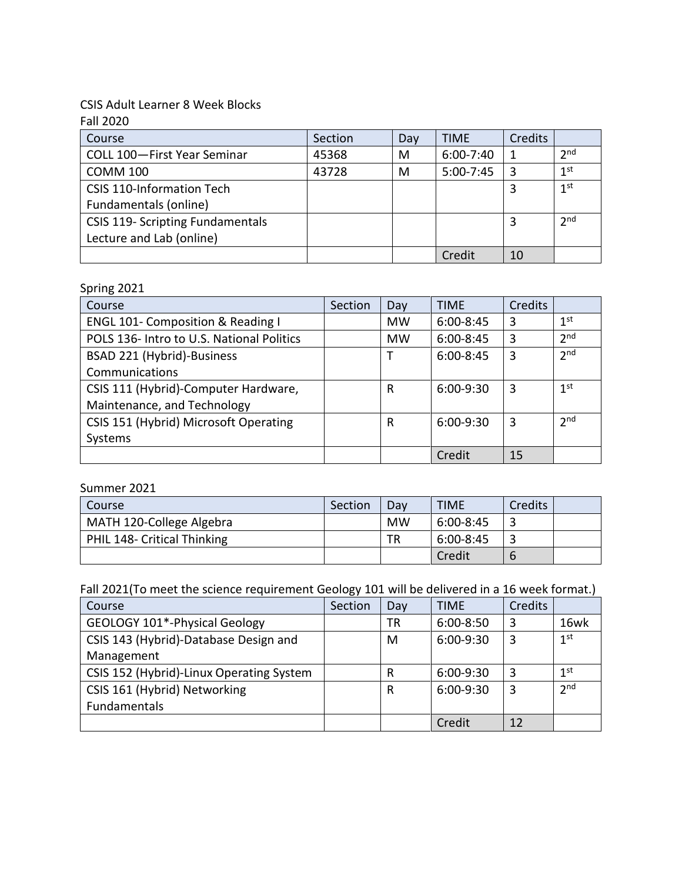CSIS Adult Learner 8 Week Blocks

Fall 2020

| Course | Section | Day | TIME | Credits | |
|---|---|---|---|---|---|
| COLL 100—First Year Seminar | 45368 | M | 6:00-7:40 | 1 | 2nd |
| COMM 100 | 43728 | M | 5:00-7:45 | 3 | 1st |
| CSIS 110-Information Tech Fundamentals (online) | | | | 3 | 1st |
| CSIS 119- Scripting Fundamentals Lecture and Lab (online) | | | | 3 | 2nd |
| | | | Credit | 10 | |

Spring 2021

| Course | Section | Day | TIME | Credits | |
|---|---|---|---|---|---|
| ENGL 101- Composition & Reading I | | MW | 6:00-8:45 | 3 | 1st |
| POLS 136- Intro to U.S. National Politics | | MW | 6:00-8:45 | 3 | 2nd |
| BSAD 221 (Hybrid)-Business Communications | | T | 6:00-8:45 | 3 | 2nd |
| CSIS 111 (Hybrid)-Computer Hardware, Maintenance, and Technology | | R | 6:00-9:30 | 3 | 1st |
| CSIS 151 (Hybrid) Microsoft Operating Systems | | R | 6:00-9:30 | 3 | 2nd |
| | | | Credit | 15 | |

Summer 2021

| Course | Section | Day | TIME | Credits | |
|---|---|---|---|---|---|
| MATH 120-College Algebra | | MW | 6:00-8:45 | 3 | |
| PHIL 148- Critical Thinking | | TR | 6:00-8:45 | 3 | |
| | | | Credit | 6 | |

Fall 2021(To meet the science requirement Geology 101 will be delivered in a 16 week format.)

| Course | Section | Day | TIME | Credits | |
|---|---|---|---|---|---|
| GEOLOGY 101*-Physical Geology | | TR | 6:00-8:50 | 3 | 16wk |
| CSIS 143 (Hybrid)-Database Design and Management | | M | 6:00-9:30 | 3 | 1st |
| CSIS 152 (Hybrid)-Linux Operating System | | R | 6:00-9:30 | 3 | 1st |
| CSIS 161 (Hybrid) Networking Fundamentals | | R | 6:00-9:30 | 3 | 2nd |
| | | | Credit | 12 | |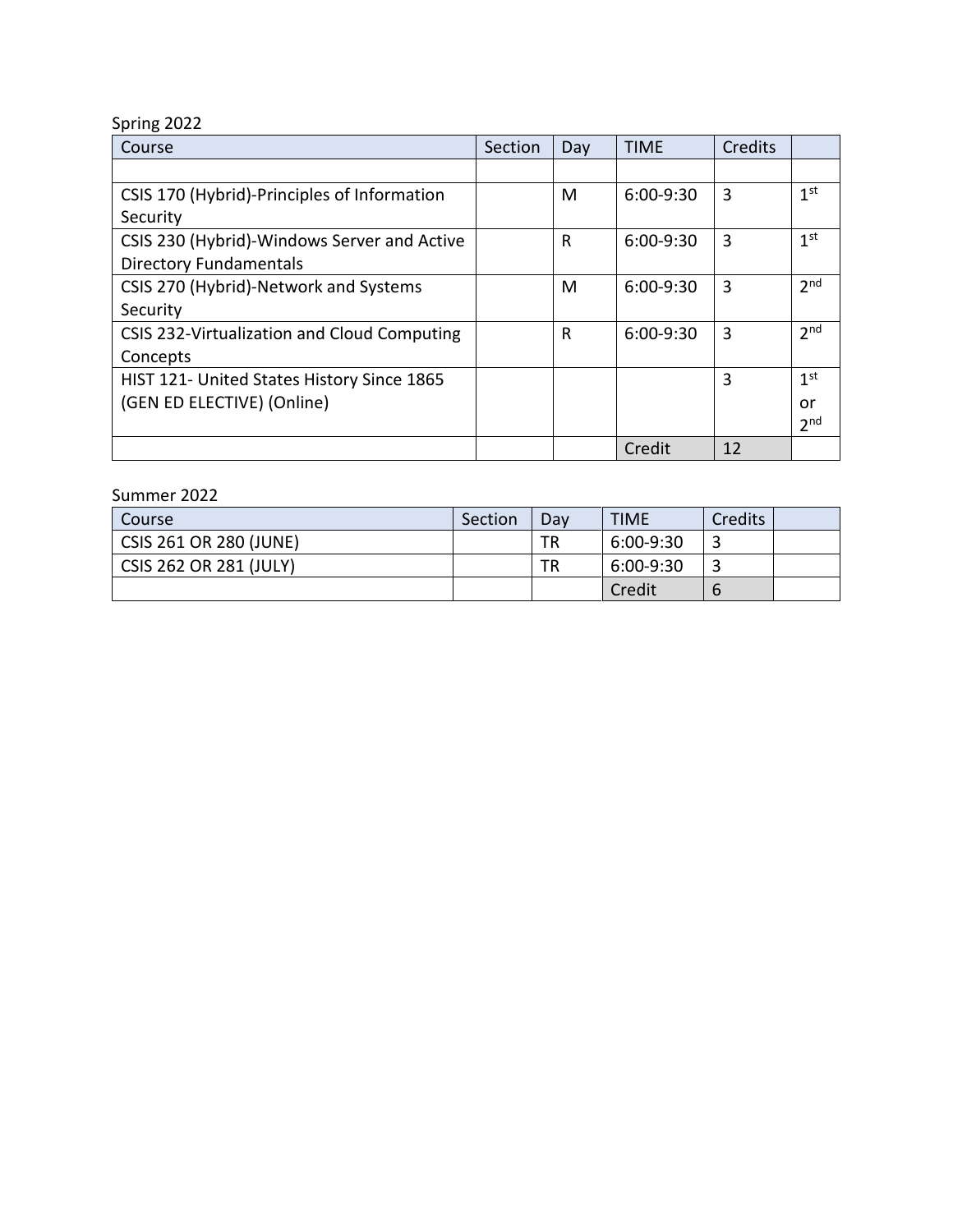Spring 2022

| Course | Section | Day | TIME | Credits | |
|---|---|---|---|---|---|
| | | | | | |
| CSIS 170 (Hybrid)-Principles of Information Security | | M | 6:00-9:30 | 3 | 1st |
| CSIS 230 (Hybrid)-Windows Server and Active Directory Fundamentals | | R | 6:00-9:30 | 3 | 1st |
| CSIS 270 (Hybrid)-Network and Systems Security | | M | 6:00-9:30 | 3 | 2nd |
| CSIS 232-Virtualization and Cloud Computing Concepts | | R | 6:00-9:30 | 3 | 2nd |
| HIST 121- United States History Since 1865 (GEN ED ELECTIVE) (Online) | | | | 3 | 1st or 2nd |
| | | | Credit | 12 | |

Summer 2022

| Course | Section | Day | TIME | Credits | |
|---|---|---|---|---|---|
| CSIS 261 OR 280 (JUNE) | | TR | 6:00-9:30 | 3 | |
| CSIS 262 OR 281 (JULY) | | TR | 6:00-9:30 | 3 | |
| | | | Credit | 6 | |